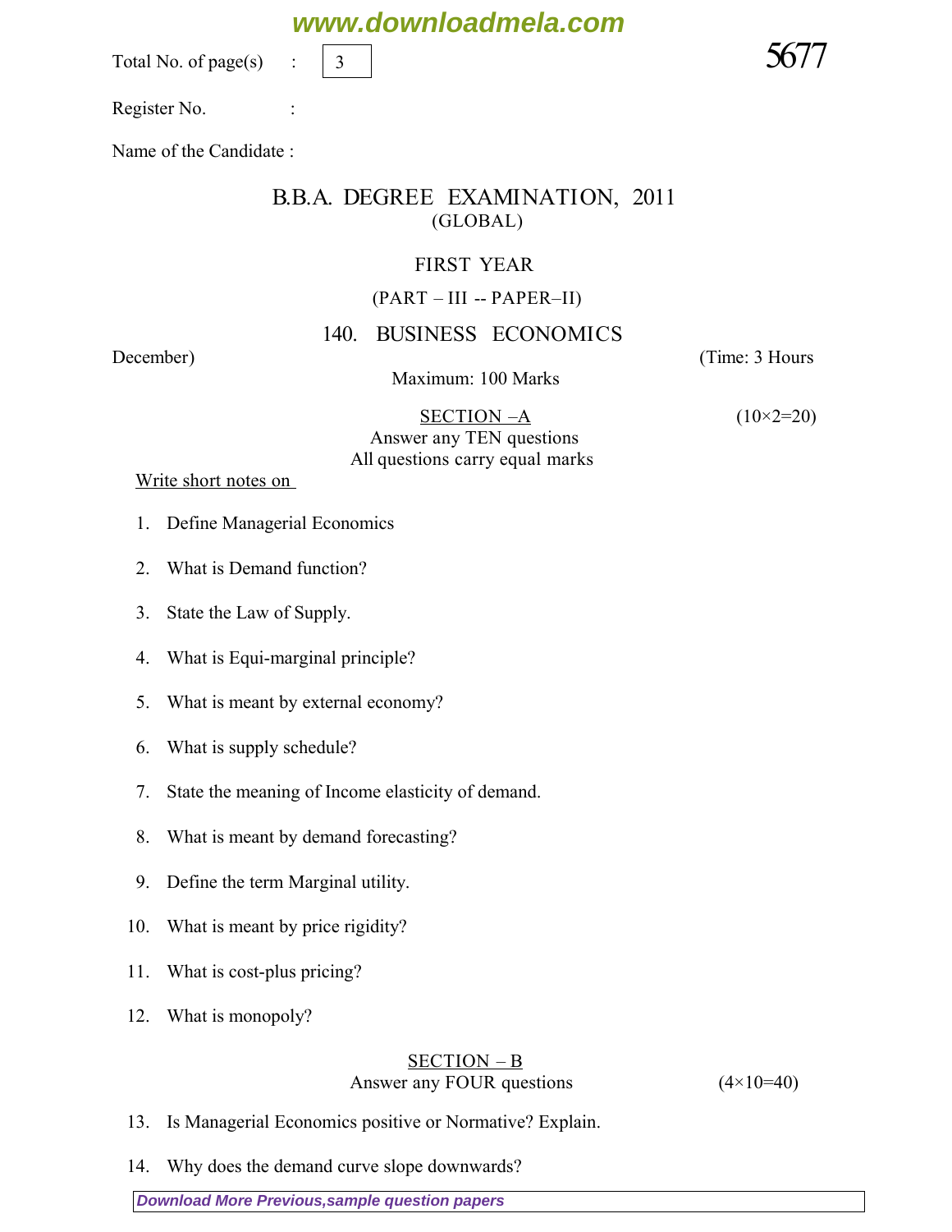Total No. of page(s) : 3

5677

Register No. :

Name of the Candidate :

# B.B.A. DEGREE EXAMINATION, 2011

(GLOBAL)

FIRST YEAR

(PART – III -- PAPER–II)

## 140. BUSINESS ECONOMICS

December) (Time: 3 Hours

Maximum: 100 Marks

### SECTION –A (10×2=20)

Answer any TEN questions

All questions carry equal marks

Write short notes on

1. Define Managerial Economics
2. What is Demand function?
3. State the Law of Supply.
4. What is Equi-marginal principle?
5. What is meant by external economy?
6. What is supply schedule?
7. State the meaning of Income elasticity of demand.
8. What is meant by demand forecasting?
9. Define the term Marginal utility.
10. What is meant by price rigidity?
11. What is cost-plus pricing?
12. What is monopoly?

### SECTION – B

Answer any FOUR questions (4×10=40)

13. Is Managerial Economics positive or Normative? Explain.
14. Why does the demand curve slope downwards?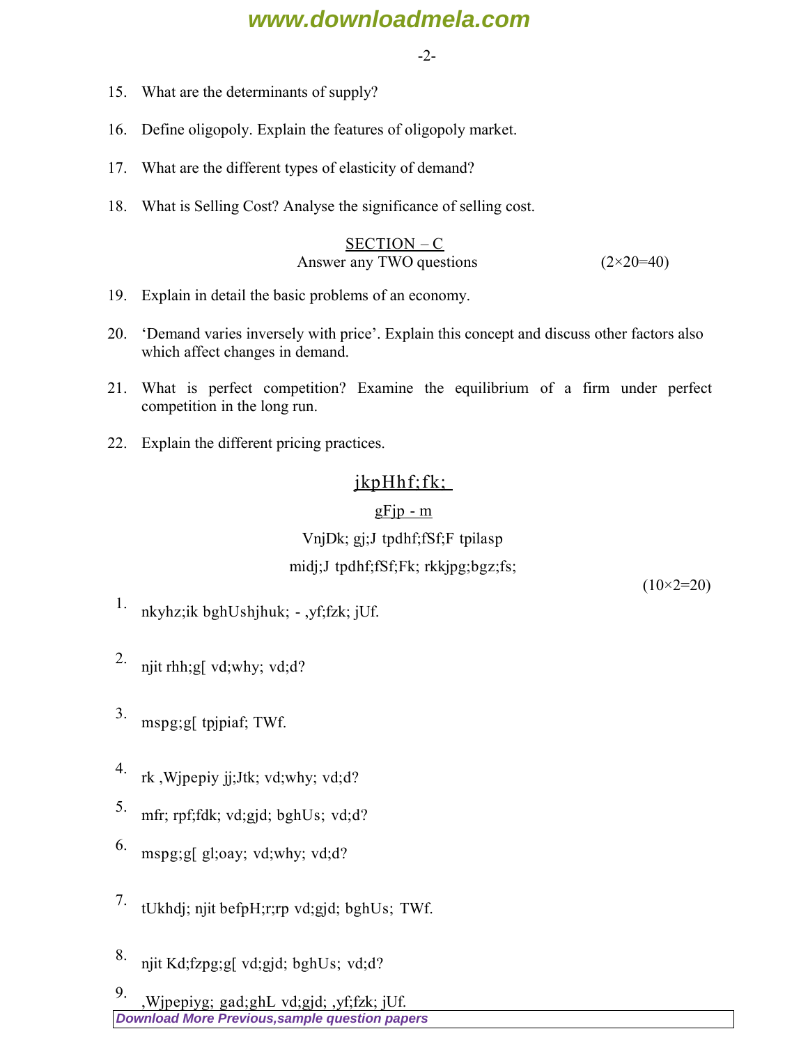15. What are the determinants of supply?

16. Define oligopoly. Explain the features of oligopoly market.

17. What are the different types of elasticity of demand?

18. What is Selling Cost? Analyse the significance of selling cost.

## SECTION – C

Answer any TWO questions (2×20=40)

19. Explain in detail the basic problems of an economy.

20. 'Demand varies inversely with price'. Explain this concept and discuss other factors also which affect changes in demand.

21. What is perfect competition? Examine the equilibrium of a firm under perfect competition in the long run.

22. Explain the different pricing practices.

## jkpHhf;fk;

gFjp - m

VnjDk; gj;J tpdhf;fSf;F tpilaspf

midj;J tpdhf;fSf;Fk; rkkjpg;bgz;fs;

(10×2=20)

1. nkyhz;ik bghUshjhuk; - ,yf;fzk; jUf.

2. njit rhh;g[ vd;why; vd;d?

3. mspg;g[ tpjpiaf; TWf.

4. rk ,Wjpepiy jj;Jtk; vd;why; vd;d?

5. mfr; rpf;fdk; vd;gjd; bghUs; vd;d?

6. mspg;g[ gl;oay; vd;why; vd;d?

7. tUkhdj; njit befpH;r;rp vd;gjd; bghUs; TWf.

8. njit Kd;fzpg;g[ vd;gjd; bghUs; vd;d?

9. ,Wjpepiyg; gad;ghL vd;gjd; ,yf;fzk; jUf.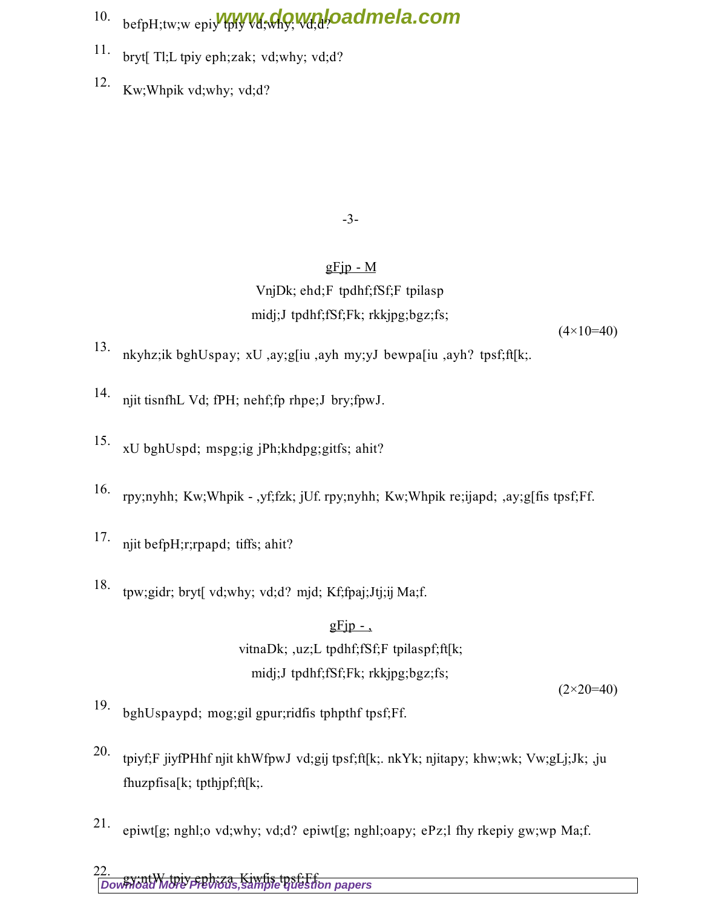10. befpH;tw;w epiy tpiy vd;why; vd;d?

11. bryt[ Tl;L tpiy eph;zak; vd;why; vd;d?

12. Kw;Whpik vd;why; vd;d?

<u>gFjp - M</u>

VnjDk; ehd;F tpdhf;fSf;F tpilasp

midj;J tpdhf;fSf;Fk; rkkjpg;bgz;fs;

(4×10=40)

13. nkyhz;ik bghUspay; xU ,ay;g[iu ,ayh my;yJ bewpa[iu ,ayh? tpsf;ft[k;.

14. njit tisnfhL Vd; fPH; nehf;fp rhpe;J bry;fpwJ.

15. xU bghUspd; mspg;ig jPh;khdpg;gitfs; ahit?

16. rpy;nyhh; Kw;Whpik - ,yf;fzk; jUf. rpy;nyhh; Kw;Whpik re;ijapd; ,ay;g[fis tpsf;Ff.

17. njit befpH;r;rpapd; tiffs; ahit?

18. tpw;gidr; bryt[ vd;why; vd;d? mjd; Kf;fpaj;Jtj;ij Ma;f.

<u>gFjp - ,</u>

vitnaDk; ,uz;L tpdhf;fSf;F tpilaspf;ft[k;

midj;J tpdhf;fSf;Fk; rkkjpg;bgz;fs;

(2×20=40)

19. bghUspaypd; mog;gil gpur;ridfis tphpthf tpsf;Ff.

20. tpiyf;F jiyfPHhf njit khWfpwJ vd;gij tpsf;ft[k;. nkYk; njitapy; khw;wk; Vw;gLj;Jk; ,ju fhuzpfisa[k; tpthjpf;ft[k;.

21. epiwt[g; nghl;o vd;why; vd;d? epiwt[g; nghl;oapy; ePz;l fhy rkepiy gw;wp Ma;f.

22. gy;ntW tpiy eph;za Kiwfis tpsf;Ff.